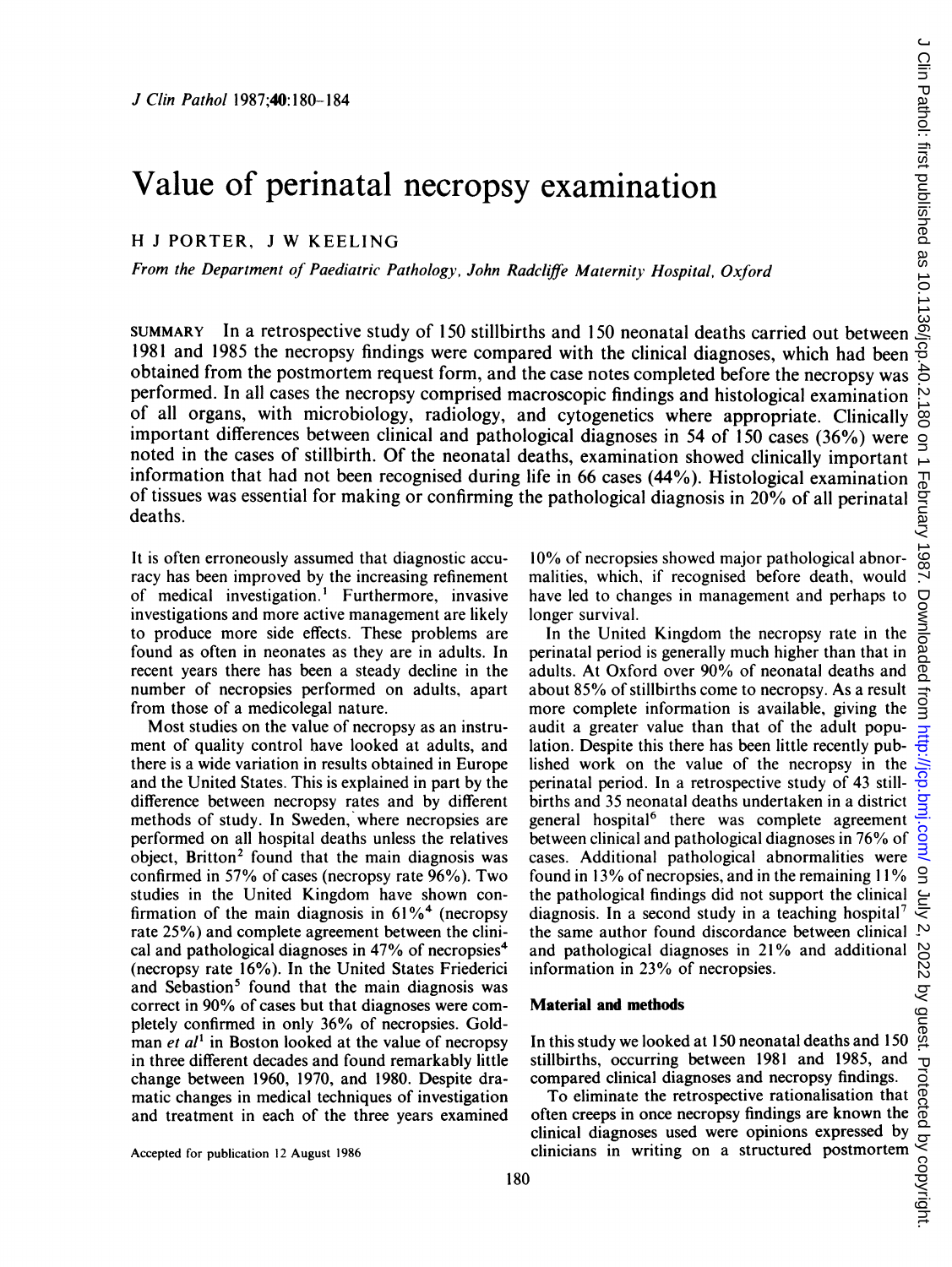# Value of perinatal necropsy examination

H J PORTER, J W KEELING

*From the Department of Paediatric Pathology, John Radcliffe Maternity Hospital, Oxford*

SUMMARY In a retrospective study of 150 stillbirths and 150 neonatal deaths carried out between 1981 and 1985 the necropsy findings were compared with the clinical diagnoses, which had been obtained from the postmortem request form, and the case notes completed before the necropsy was performed. In all cases the necropsy comprised macroscopic findings and histological examination of all organs, with microbiology, radiology, and cytogenetics where appropriate. Clinically important differences between clinical and pathological diagnoses in 54 of 150 cases (36%) were noted in the cases of stillbirth. Of the neonatal deaths, examination showed clinically important information that had not been recognised during life in 66 cases (44%). Histological examination of tissues was essential for making or confirming the pathological diagnosis in 20% of all perinatal deaths.

It is often erroneously assumed that diagnostic accuracy has been improved by the increasing refinement of medical investigation.[1] Furthermore, invasive investigations and more active management are likely to produce more side effects. These problems are found as often in neonates as they are in adults. In recent years there has been a steady decline in the number of necropsies performed on adults, apart from those of a medicolegal nature.

Most studies on the value of necropsy as an instrument of quality control have looked at adults, and there is a wide variation in results obtained in Europe and the United States. This is explained in part by the difference between necropsy rates and by different methods of study. In Sweden, where necropsies are performed on all hospital deaths unless the relatives object, Britton[2] found that the main diagnosis was confirmed in 57% of cases (necropsy rate 96%). Two studies in the United Kingdom have shown confirmation of the main diagnosis in 61%[4] (necropsy rate 25%) and complete agreement between the clinical and pathological diagnoses in 47% of necropsies[4] (necropsy rate 16%). In the United States Friederici and Sebastion[5] found that the main diagnosis was correct in 90% of cases but that diagnoses were completely confirmed in only 36% of necropsies. Goldman *et al*[1] in Boston looked at the value of necropsy in three different decades and found remarkably little change between 1960, 1970, and 1980. Despite dramatic changes in medical techniques of investigation and treatment in each of the three years examined 10% of necropsies showed major pathological abnormalities, which, if recognised before death, would have led to changes in management and perhaps to longer survival.

In the United Kingdom the necropsy rate in the perinatal period is generally much higher than that in adults. At Oxford over 90% of neonatal deaths and about 85% of stillbirths come to necropsy. As a result more complete information is available, giving the audit a greater value than that of the adult population. Despite this there has been little recently published work on the value of the necropsy in the perinatal period. In a retrospective study of 43 stillbirths and 35 neonatal deaths undertaken in a district general hospital[6] there was complete agreement between clinical and pathological diagnoses in 76% of cases. Additional pathological abnormalities were found in 13% of necropsies, and in the remaining 11% the pathological findings did not support the clinical diagnosis. In a second study in a teaching hospital[7] the same author found discordance between clinical and pathological diagnoses in 21% and additional information in 23% of necropsies.

## Material and methods

In this study we looked at 150 neonatal deaths and 150 stillbirths, occurring between 1981 and 1985, and compared clinical diagnoses and necropsy findings.

To eliminate the retrospective rationalisation that often creeps in once necropsy findings are known the clinical diagnoses used were opinions expressed by clinicians in writing on a structured postmortem

Accepted for publication 12 August 1986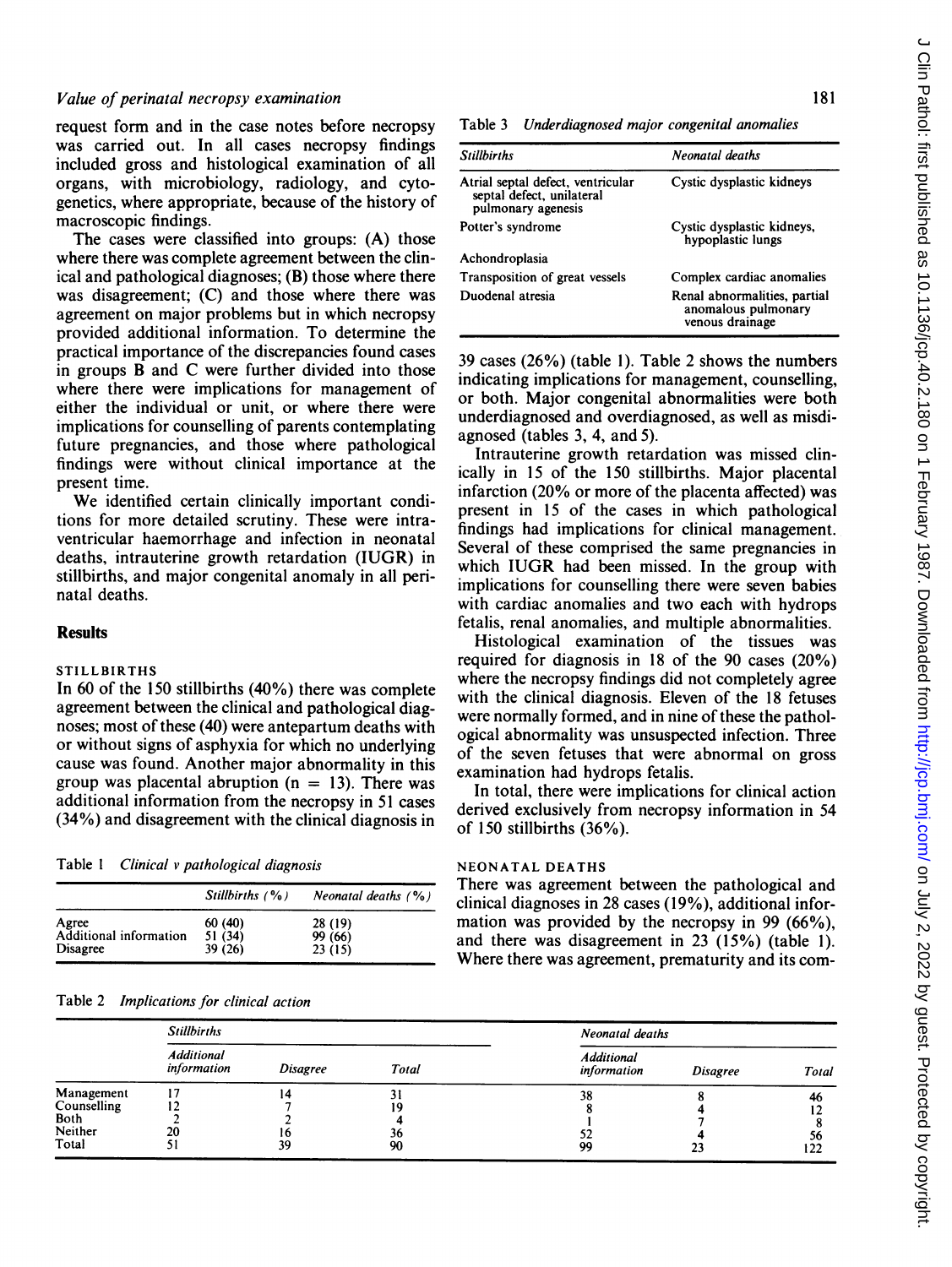request form and in the case notes before necropsy was carried out. In all cases necropsy findings included gross and histological examination of all organs, with microbiology, radiology, and cytogenetics, where appropriate, because of the history of macroscopic findings.

The cases were classified into groups: (A) those where there was complete agreement between the clinical and pathological diagnoses; (B) those where there was disagreement; (C) and those where there was agreement on major problems but in which necropsy provided additional information. To determine the practical importance of the discrepancies found cases in groups B and C were further divided into those where there were implications for management of either the individual or unit, or where there were implications for counselling of parents contemplating future pregnancies, and those where pathological findings were without clinical importance at the present time.

We identified certain clinically important conditions for more detailed scrutiny. These were intraventricular haemorrhage and infection in neonatal deaths, intrauterine growth retardation (IUGR) in stillbirths, and major congenital anomaly in all perinatal deaths.

## Results

### STILLBIRTHS

In 60 of the 150 stillbirths (40%) there was complete agreement between the clinical and pathological diagnoses; most of these (40) were antepartum deaths with or without signs of asphyxia for which no underlying cause was found. Another major abnormality in this group was placental abruption (n = 13). There was additional information from the necropsy in 51 cases (34%) and disagreement with the clinical diagnosis in 39 cases (26%) (table 1). Table 2 shows the numbers indicating implications for management, counselling, or both. Major congenital abnormalities were both underdiagnosed and overdiagnosed, as well as misdiagnosed (tables 3, 4, and 5).

Table 1 *Clinical v pathological diagnosis*

| | Stillbirths (%) | Neonatal deaths (%) |
|---|---|---|
| Agree | 60 (40) | 28 (19) |
| Additional information | 51 (34) | 99 (66) |
| Disagree | 39 (26) | 23 (15) |

Table 2 *Implications for clinical action*

| | Stillbirths | | | Neonatal deaths | | |
|---|---|---|---|---|---|---|
| | Additional information | Disagree | Total | Additional information | Disagree | Total |
| Management | 17 | 14 | 31 | 38 | 8 | 46 |
| Counselling | 12 | 7 | 19 | 8 | 4 | 12 |
| Both | 2 | 2 | 4 | 1 | 7 | 8 |
| Neither | 20 | 16 | 36 | 52 | 4 | 56 |
| Total | 51 | 39 | 90 | 99 | 23 | 122 |

Table 3 *Underdiagnosed major congenital anomalies*

| Stillbirths | Neonatal deaths |
|---|---|
| Atrial septal defect, ventricular septal defect, unilateral pulmonary agenesis | Cystic dysplastic kidneys |
| Potter's syndrome | Cystic dysplastic kidneys, hypoplastic lungs |
| Achondroplasia | |
| Transposition of great vessels | Complex cardiac anomalies |
| Duodenal atresia | Renal abnormalities, partial anomalous pulmonary venous drainage |

Intrauterine growth retardation was missed clinically in 15 of the 150 stillbirths. Major placental infarction (20% or more of the placenta affected) was present in 15 of the cases in which pathological findings had implications for clinical management. Several of these comprised the same pregnancies in which IUGR had been missed. In the group with implications for counselling there were seven babies with cardiac anomalies and two each with hydrops fetalis, renal anomalies, and multiple abnormalities.

Histological examination of the tissues was required for diagnosis in 18 of the 90 cases (20%) where the necropsy findings did not completely agree with the clinical diagnosis. Eleven of the 18 fetuses were normally formed, and in nine of these the pathological abnormality was unsuspected infection. Three of the seven fetuses that were abnormal on gross examination had hydrops fetalis.

In total, there were implications for clinical action derived exclusively from necropsy information in 54 of 150 stillbirths (36%).

### NEONATAL DEATHS

There was agreement between the pathological and clinical diagnoses in 28 cases (19%), additional information was provided by the necropsy in 99 (66%), and there was disagreement in 23 (15%) (table 1). Where there was agreement, prematurity and its com-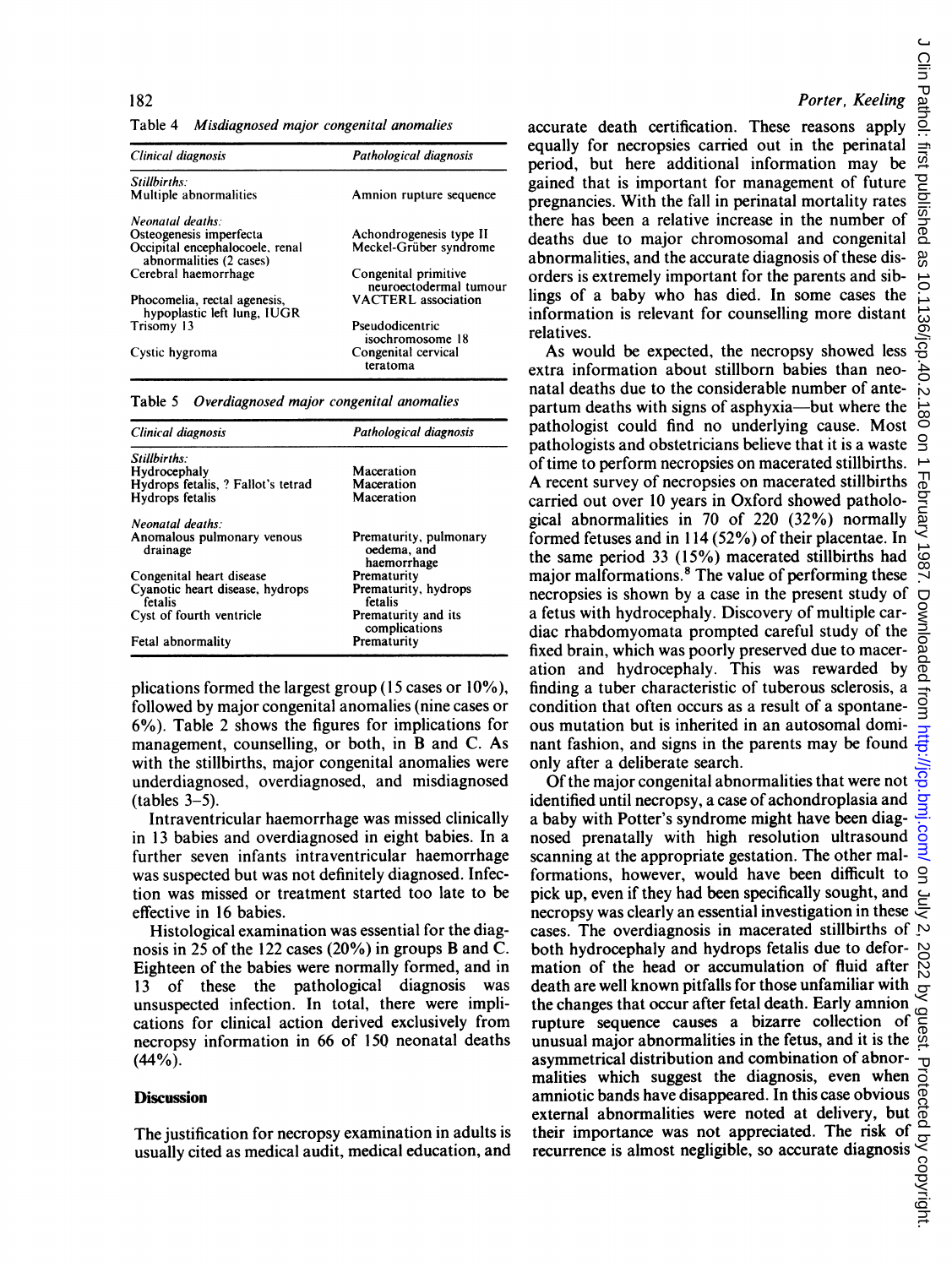Table 4 *Misdiagnosed major congenital anomalies*

| *Clinical diagnosis* | *Pathological diagnosis* |
|---|---|
| *Stillbirths:* | |
| Multiple abnormalities | Amnion rupture sequence |
| *Neonatal deaths:* | |
| Osteogenesis imperfecta | Achondrogenesis type II |
| Occipital encephalocoele, renal abnormalities (2 cases) | Meckel-Grüber syndrome |
| Cerebral haemorrhage | Congenital primitive neuroectodermal tumour |
| Phocomelia, rectal agenesis, hypoplastic left lung, IUGR | VACTERL association |
| Trisomy 13 | Pseudodicentric isochromosome 18 |
| Cystic hygroma | Congenital cervical teratoma |

Table 5 *Overdiagnosed major congenital anomalies*

| *Clinical diagnosis* | *Pathological diagnosis* |
|---|---|
| *Stillbirths:* | |
| Hydrocephaly | Maceration |
| Hydrops fetalis, ? Fallot's tetrad | Maceration |
| Hydrops fetalis | Maceration |
| *Neonatal deaths:* | |
| Anomalous pulmonary venous drainage | Prematurity, pulmonary oedema, and haemorrhage |
| Congenital heart disease | Prematurity |
| Cyanotic heart disease, hydrops fetalis | Prematurity, hydrops fetalis |
| Cyst of fourth ventricle | Prematurity and its complications |
| Fetal abnormality | Prematurity |

plications formed the largest group (15 cases or 10%), followed by major congenital anomalies (nine cases or 6%). Table 2 shows the figures for implications for management, counselling, or both, in B and C. As with the stillbirths, major congenital anomalies were underdiagnosed, overdiagnosed, and misdiagnosed (tables 3–5).

Intraventricular haemorrhage was missed clinically in 13 babies and overdiagnosed in eight babies. In a further seven infants intraventricular haemorrhage was suspected but was not definitely diagnosed. Infection was missed or treatment started too late to be effective in 16 babies.

Histological examination was essential for the diagnosis in 25 of the 122 cases (20%) in groups B and C. Eighteen of the babies were normally formed, and in 13 of these the pathological diagnosis was unsuspected infection. In total, there were implications for clinical action derived exclusively from necropsy information in 66 of 150 neonatal deaths (44%).

## Discussion

The justification for necropsy examination in adults is usually cited as medical audit, medical education, and accurate death certification. These reasons apply equally for necropsies carried out in the perinatal period, but here additional information may be gained that is important for management of future pregnancies. With the fall in perinatal mortality rates there has been a relative increase in the number of deaths due to major chromosomal and congenital abnormalities, and the accurate diagnosis of these disorders is extremely important for the parents and siblings of a baby who has died. In some cases the information is relevant for counselling more distant relatives.

As would be expected, the necropsy showed less extra information about stillborn babies than neonatal deaths due to the considerable number of antepartum deaths with signs of asphyxia—but where the pathologist could find no underlying cause. Most pathologists and obstetricians believe that it is a waste of time to perform necropsies on macerated stillbirths. A recent survey of necropsies on macerated stillbirths carried out over 10 years in Oxford showed pathological abnormalities in 70 of 220 (32%) normally formed fetuses and in 114 (52%) of their placentae. In the same period 33 (15%) macerated stillbirths had major malformations.[8] The value of performing these necropsies is shown by a case in the present study of a fetus with hydrocephaly. Discovery of multiple cardiac rhabdomyomata prompted careful study of the fixed brain, which was poorly preserved due to maceration and hydrocephaly. This was rewarded by finding a tuber characteristic of tuberous sclerosis, a condition that often occurs as a result of a spontaneous mutation but is inherited in an autosomal dominant fashion, and signs in the parents may be found only after a deliberate search.

Of the major congenital abnormalities that were not identified until necropsy, a case of achondroplasia and a baby with Potter's syndrome might have been diagnosed prenatally with high resolution ultrasound scanning at the appropriate gestation. The other malformations, however, would have been difficult to pick up, even if they had been specifically sought, and necropsy was clearly an essential investigation in these cases. The overdiagnosis in macerated stillbirths of both hydrocephaly and hydrops fetalis due to deformation of the head or accumulation of fluid after death are well known pitfalls for those unfamiliar with the changes that occur after fetal death. Early amnion rupture sequence causes a bizarre collection of unusual major abnormalities in the fetus, and it is the asymmetrical distribution and combination of abnormalities which suggest the diagnosis, even when amniotic bands have disappeared. In this case obvious external abnormalities were noted at delivery, but their importance was not appreciated. The risk of recurrence is almost negligible, so accurate diagnosis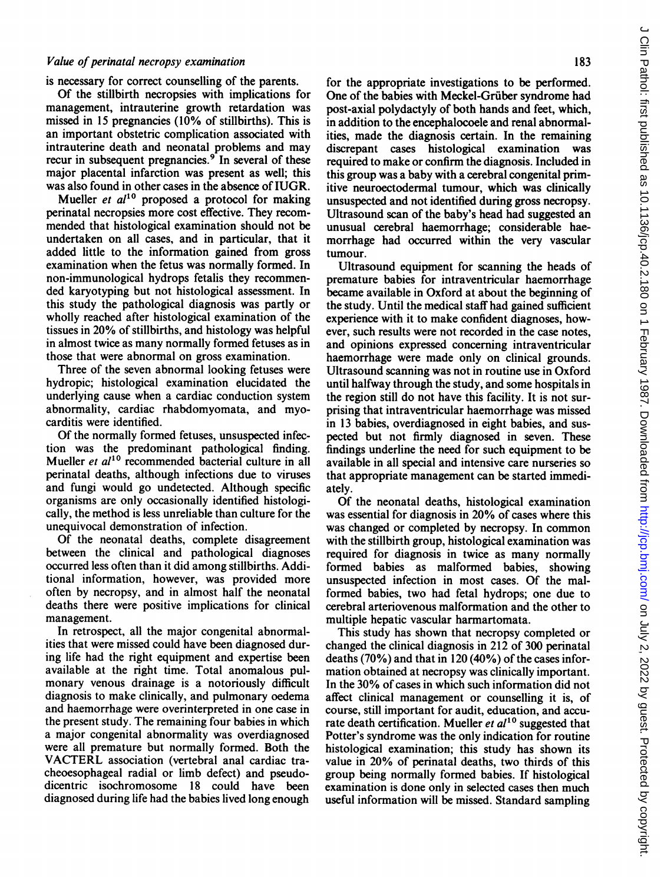is necessary for correct counselling of the parents.

Of the stillbirth necropsies with implications for management, intrauterine growth retardation was missed in 15 pregnancies (10% of stillbirths). This is an important obstetric complication associated with intrauterine death and neonatal problems and may recur in subsequent pregnancies.[9] In several of these major placental infarction was present as well; this was also found in other cases in the absence of IUGR.

Mueller *et al*[10] proposed a protocol for making perinatal necropsies more cost effective. They recommended that histological examination should not be undertaken on all cases, and in particular, that it added little to the information gained from gross examination when the fetus was normally formed. In non-immunological hydrops fetalis they recommended karyotyping but not histological assessment. In this study the pathological diagnosis was partly or wholly reached after histological examination of the tissues in 20% of stillbirths, and histology was helpful in almost twice as many normally formed fetuses as in those that were abnormal on gross examination.

Three of the seven abnormal looking fetuses were hydropic; histological examination elucidated the underlying cause when a cardiac conduction system abnormality, cardiac rhabdomyomata, and myocarditis were identified.

Of the normally formed fetuses, unsuspected infection was the predominant pathological finding. Mueller *et al*[10] recommended bacterial culture in all perinatal deaths, although infections due to viruses and fungi would go undetected. Although specific organisms are only occasionally identified histologically, the method is less unreliable than culture for the unequivocal demonstration of infection.

Of the neonatal deaths, complete disagreement between the clinical and pathological diagnoses occurred less often than it did among stillbirths. Additional information, however, was provided more often by necropsy, and in almost half the neonatal deaths there were positive implications for clinical management.

In retrospect, all the major congenital abnormalities that were missed could have been diagnosed during life had the right equipment and expertise been available at the right time. Total anomalous pulmonary venous drainage is a notoriously difficult diagnosis to make clinically, and pulmonary oedema and haemorrhage were overinterpreted in one case in the present study. The remaining four babies in which a major congenital abnormality was overdiagnosed were all premature but normally formed. Both the VACTERL association (vertebral anal cardiac tracheoesophageal radial or limb defect) and pseudodicentric isochromosome 18 could have been diagnosed during life had the babies lived long enough for the appropriate investigations to be performed. One of the babies with Meckel-Grüber syndrome had post-axial polydactyly of both hands and feet, which, in addition to the encephalocoele and renal abnormalities, made the diagnosis certain. In the remaining discrepant cases histological examination was required to make or confirm the diagnosis. Included in this group was a baby with a cerebral congenital primitive neuroectodermal tumour, which was clinically unsuspected and not identified during gross necropsy. Ultrasound scan of the baby's head had suggested an unusual cerebral haemorrhage; considerable haemorrhage had occurred within the very vascular tumour.

Ultrasound equipment for scanning the heads of premature babies for intraventricular haemorrhage became available in Oxford at about the beginning of the study. Until the medical staff had gained sufficient experience with it to make confident diagnoses, however, such results were not recorded in the case notes, and opinions expressed concerning intraventricular haemorrhage were made only on clinical grounds. Ultrasound scanning was not in routine use in Oxford until halfway through the study, and some hospitals in the region still do not have this facility. It is not surprising that intraventricular haemorrhage was missed in 13 babies, overdiagnosed in eight babies, and suspected but not firmly diagnosed in seven. These findings underline the need for such equipment to be available in all special and intensive care nurseries so that appropriate management can be started immediately.

Of the neonatal deaths, histological examination was essential for diagnosis in 20% of cases where this was changed or completed by necropsy. In common with the stillbirth group, histological examination was required for diagnosis in twice as many normally formed babies as malformed babies, showing unsuspected infection in most cases. Of the malformed babies, two had fetal hydrops; one due to cerebral arteriovenous malformation and the other to multiple hepatic vascular harmartomata.

This study has shown that necropsy completed or changed the clinical diagnosis in 212 of 300 perinatal deaths (70%) and that in 120 (40%) of the cases information obtained at necropsy was clinically important. In the 30% of cases in which such information did not affect clinical management or counselling it is, of course, still important for audit, education, and accurate death certification. Mueller *et al*[10] suggested that Potter's syndrome was the only indication for routine histological examination; this study has shown its value in 20% of perinatal deaths, two thirds of this group being normally formed babies. If histological examination is done only in selected cases then much useful information will be missed. Standard sampling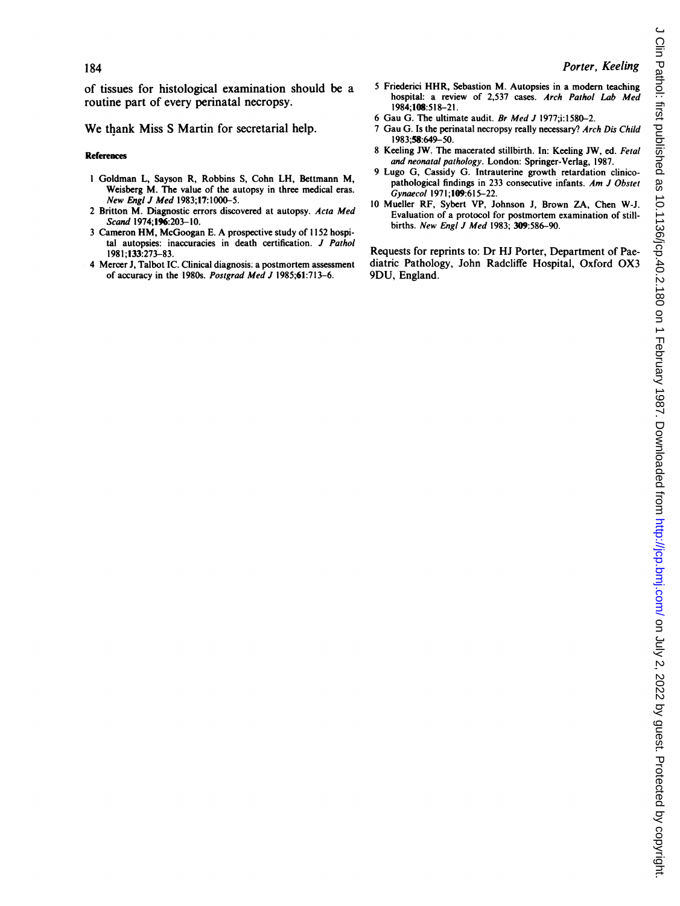of tissues for histological examination should be a routine part of every perinatal necropsy.

We thank Miss S Martin for secretarial help.

#### References

1 Goldman L, Sayson R, Robbins S, Cohn LH, Bettmann M, Weisberg M. The value of the autopsy in three medical eras. *New Engl J Med* 1983;**17**:1000–5.

2 Britton M. Diagnostic errors discovered at autopsy. *Acta Med Scand* 1974;**196**:203–10.

3 Cameron HM, McGoogan E. A prospective study of 1152 hospital autopsies: inaccuracies in death certification. *J Pathol* 1981;**133**:273–83.

4 Mercer J, Talbot IC. Clinical diagnosis: a postmortem assessment of accuracy in the 1980s. *Postgrad Med J* 1985;**61**:713–6.

5 Friederici HHR, Sebastion M. Autopsies in a modern teaching hospital: a review of 2,537 cases. *Arch Pathol Lab Med* 1984;**108**:518–21.

6 Gau G. The ultimate audit. *Br Med J* 1977;i:1580–2.

7 Gau G. Is the perinatal necropsy really necessary? *Arch Dis Child* 1983;**58**:649–50.

8 Keeling JW. The macerated stillbirth. In: Keeling JW, ed. *Fetal and neonatal pathology*. London: Springer-Verlag, 1987.

9 Lugo G, Cassidy G. Intrauterine growth retardation clinicopathological findings in 233 consecutive infants. *Am J Obstet Gynaecol* 1971;**109**:615–22.

10 Mueller RF, Sybert VP, Johnson J, Brown ZA, Chen W-J. Evaluation of a protocol for postmortem examination of stillbirths. *New Engl J Med* 1983; **309**:586–90.

Requests for reprints to: Dr HJ Porter, Department of Paediatric Pathology, John Radcliffe Hospital, Oxford OX3 9DU, England.